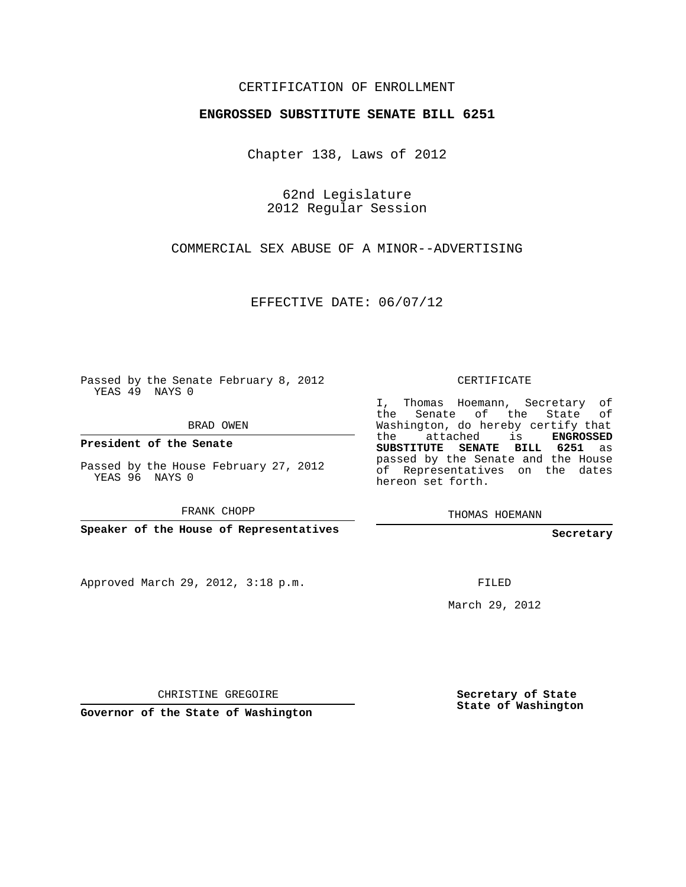CERTIFICATION OF ENROLLMENT

**ENGROSSED SUBSTITUTE SENATE BILL 6251**

Chapter 138, Laws of 2012

62nd Legislature
2012 Regular Session

COMMERCIAL SEX ABUSE OF A MINOR--ADVERTISING

EFFECTIVE DATE: 06/07/12

Passed by the Senate February 8, 2012
YEAS 49 NAYS 0

BRAD OWEN

**President of the Senate**

Passed by the House February 27, 2012
YEAS 96 NAYS 0

FRANK CHOPP

**Speaker of the House of Representatives**

Approved March 29, 2012, 3:18 p.m.

CHRISTINE GREGOIRE

**Governor of the State of Washington**

CERTIFICATE

I, Thomas Hoemann, Secretary of the Senate of the State of Washington, do hereby certify that the attached is **ENGROSSED SUBSTITUTE SENATE BILL 6251** as passed by the Senate and the House of Representatives on the dates hereon set forth.

THOMAS HOEMANN

**Secretary**

FILED

March 29, 2012

**Secretary of State**
**State of Washington**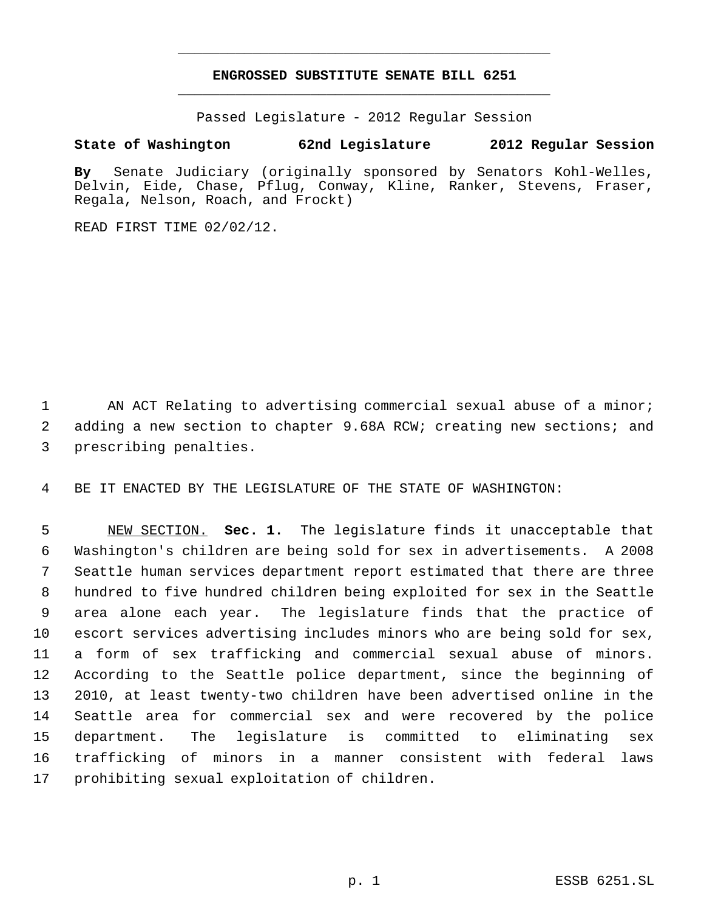# ENGROSSED SUBSTITUTE SENATE BILL 6251

Passed Legislature - 2012 Regular Session

**State of Washington 62nd Legislature 2012 Regular Session**

**By** Senate Judiciary (originally sponsored by Senators Kohl-Welles, Delvin, Eide, Chase, Pflug, Conway, Kline, Ranker, Stevens, Fraser, Regala, Nelson, Roach, and Frockt)

READ FIRST TIME 02/02/12.

AN ACT Relating to advertising commercial sexual abuse of a minor; adding a new section to chapter 9.68A RCW; creating new sections; and prescribing penalties.

BE IT ENACTED BY THE LEGISLATURE OF THE STATE OF WASHINGTON:

NEW SECTION. **Sec. 1.** The legislature finds it unacceptable that Washington's children are being sold for sex in advertisements. A 2008 Seattle human services department report estimated that there are three hundred to five hundred children being exploited for sex in the Seattle area alone each year. The legislature finds that the practice of escort services advertising includes minors who are being sold for sex, a form of sex trafficking and commercial sexual abuse of minors. According to the Seattle police department, since the beginning of 2010, at least twenty-two children have been advertised online in the Seattle area for commercial sex and were recovered by the police department. The legislature is committed to eliminating sex trafficking of minors in a manner consistent with federal laws prohibiting sexual exploitation of children.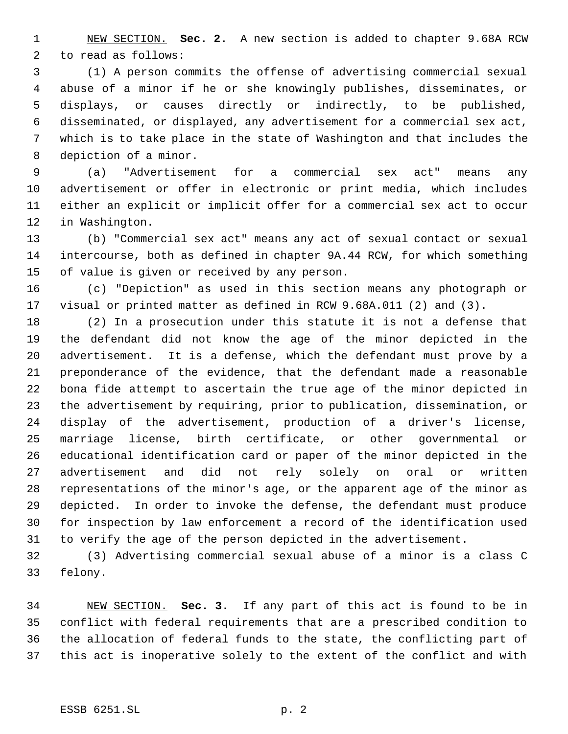NEW SECTION. **Sec. 2.** A new section is added to chapter 9.68A RCW to read as follows:

(1) A person commits the offense of advertising commercial sexual abuse of a minor if he or she knowingly publishes, disseminates, or displays, or causes directly or indirectly, to be published, disseminated, or displayed, any advertisement for a commercial sex act, which is to take place in the state of Washington and that includes the depiction of a minor.

(a) "Advertisement for a commercial sex act" means any advertisement or offer in electronic or print media, which includes either an explicit or implicit offer for a commercial sex act to occur in Washington.

(b) "Commercial sex act" means any act of sexual contact or sexual intercourse, both as defined in chapter 9A.44 RCW, for which something of value is given or received by any person.

(c) "Depiction" as used in this section means any photograph or visual or printed matter as defined in RCW 9.68A.011 (2) and (3).

(2) In a prosecution under this statute it is not a defense that the defendant did not know the age of the minor depicted in the advertisement. It is a defense, which the defendant must prove by a preponderance of the evidence, that the defendant made a reasonable bona fide attempt to ascertain the true age of the minor depicted in the advertisement by requiring, prior to publication, dissemination, or display of the advertisement, production of a driver's license, marriage license, birth certificate, or other governmental or educational identification card or paper of the minor depicted in the advertisement and did not rely solely on oral or written representations of the minor's age, or the apparent age of the minor as depicted. In order to invoke the defense, the defendant must produce for inspection by law enforcement a record of the identification used to verify the age of the person depicted in the advertisement.

(3) Advertising commercial sexual abuse of a minor is a class C felony.

NEW SECTION. **Sec. 3.** If any part of this act is found to be in conflict with federal requirements that are a prescribed condition to the allocation of federal funds to the state, the conflicting part of this act is inoperative solely to the extent of the conflict and with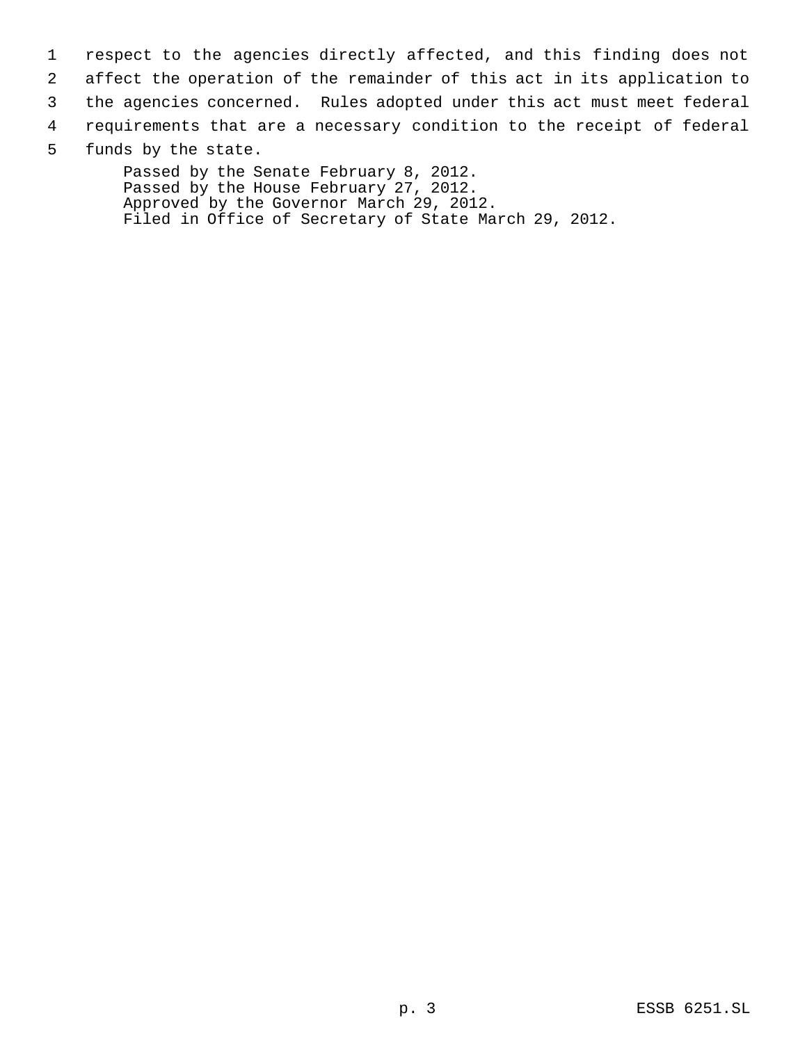respect to the agencies directly affected, and this finding does not affect the operation of the remainder of this act in its application to the agencies concerned. Rules adopted under this act must meet federal requirements that are a necessary condition to the receipt of federal funds by the state.

Passed by the Senate February 8, 2012.
Passed by the House February 27, 2012.
Approved by the Governor March 29, 2012.
Filed in Office of Secretary of State March 29, 2012.